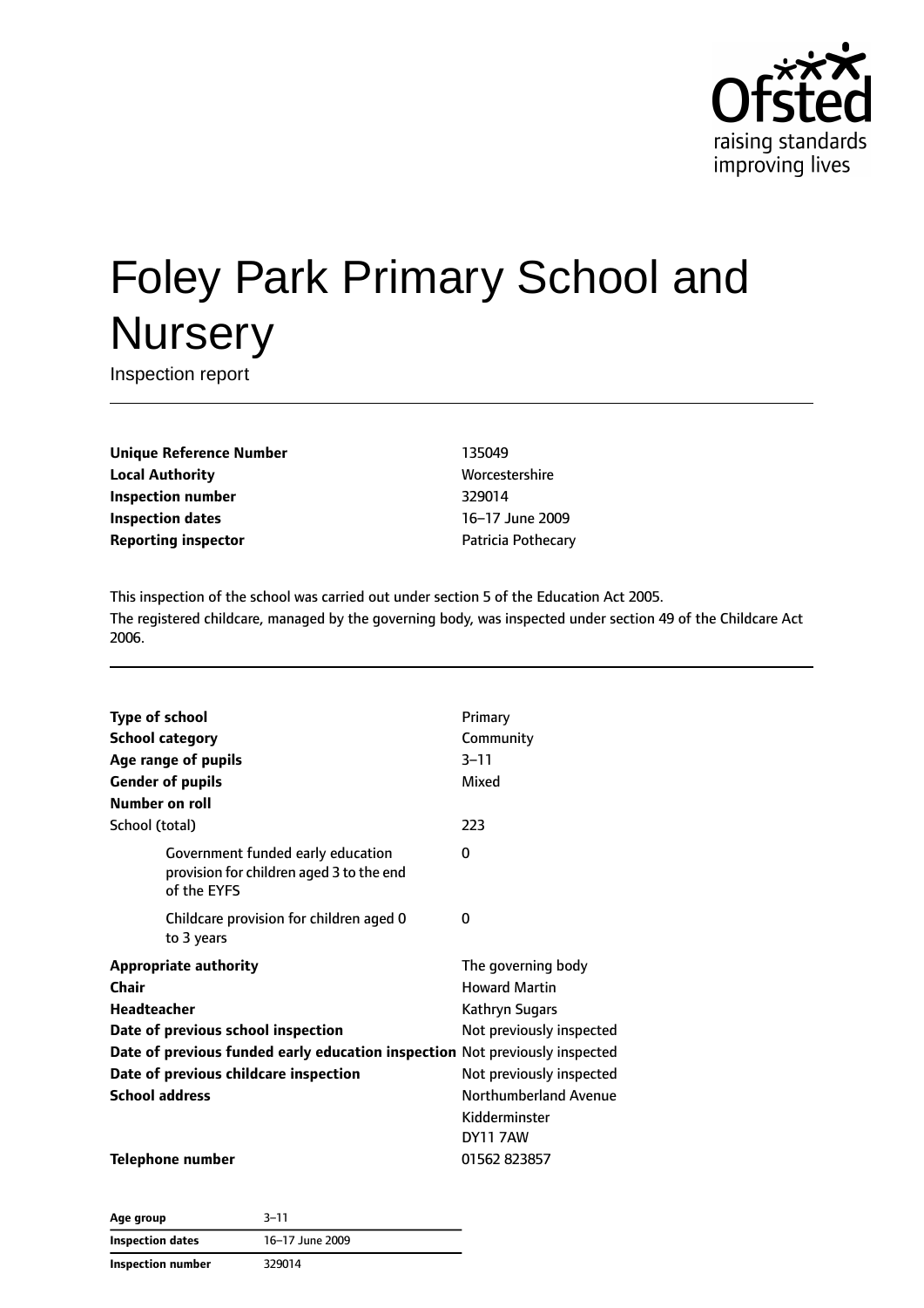# Foley Park Primary School and Nursery

Inspection report

| | |
|---|---|
| **Unique Reference Number** | 135049 |
| **Local Authority** | Worcestershire |
| **Inspection number** | 329014 |
| **Inspection dates** | 16–17 June 2009 |
| **Reporting inspector** | Patricia Pothecary |

This inspection of the school was carried out under section 5 of the Education Act 2005.
The registered childcare, managed by the governing body, was inspected under section 49 of the Childcare Act 2006.

| | |
|---|---|
| **Type of school** | Primary |
| **School category** | Community |
| **Age range of pupils** | 3–11 |
| **Gender of pupils** | Mixed |
| **Number on roll** | |
| School (total) | 223 |
| Government funded early education provision for children aged 3 to the end of the EYFS | 0 |
| Childcare provision for children aged 0 to 3 years | 0 |
| **Appropriate authority** | The governing body |
| **Chair** | Howard Martin |
| **Headteacher** | Kathryn Sugars |
| **Date of previous school inspection** | Not previously inspected |
| **Date of previous funded early education inspection** | Not previously inspected |
| **Date of previous childcare inspection** | Not previously inspected |
| **School address** | Northumberland Avenue<br>Kidderminster<br>DY11 7AW |
| **Telephone number** | 01562 823857 |

| | |
|---|---|
| **Age group** | 3–11 |
| **Inspection dates** | 16–17 June 2009 |
| **Inspection number** | 329014 |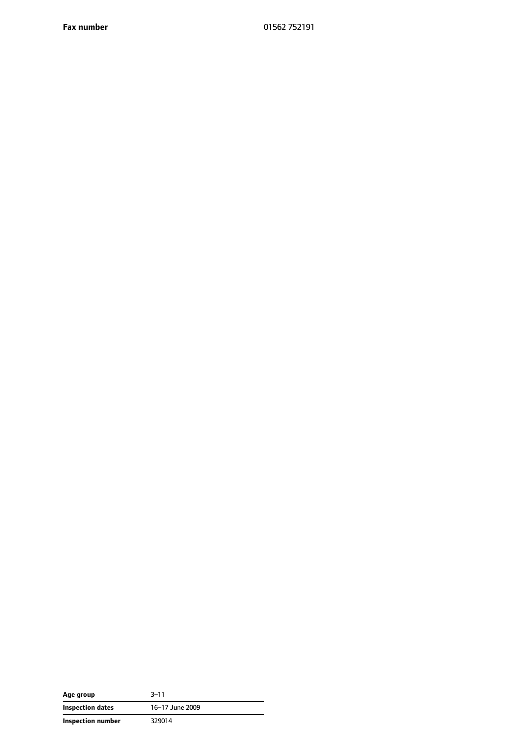| **Fax number** | 01562 752191 |
|---|---|

| **Age group** | 3–11 |
|---|---|
| **Inspection dates** | 16–17 June 2009 |
| **Inspection number** | 329014 |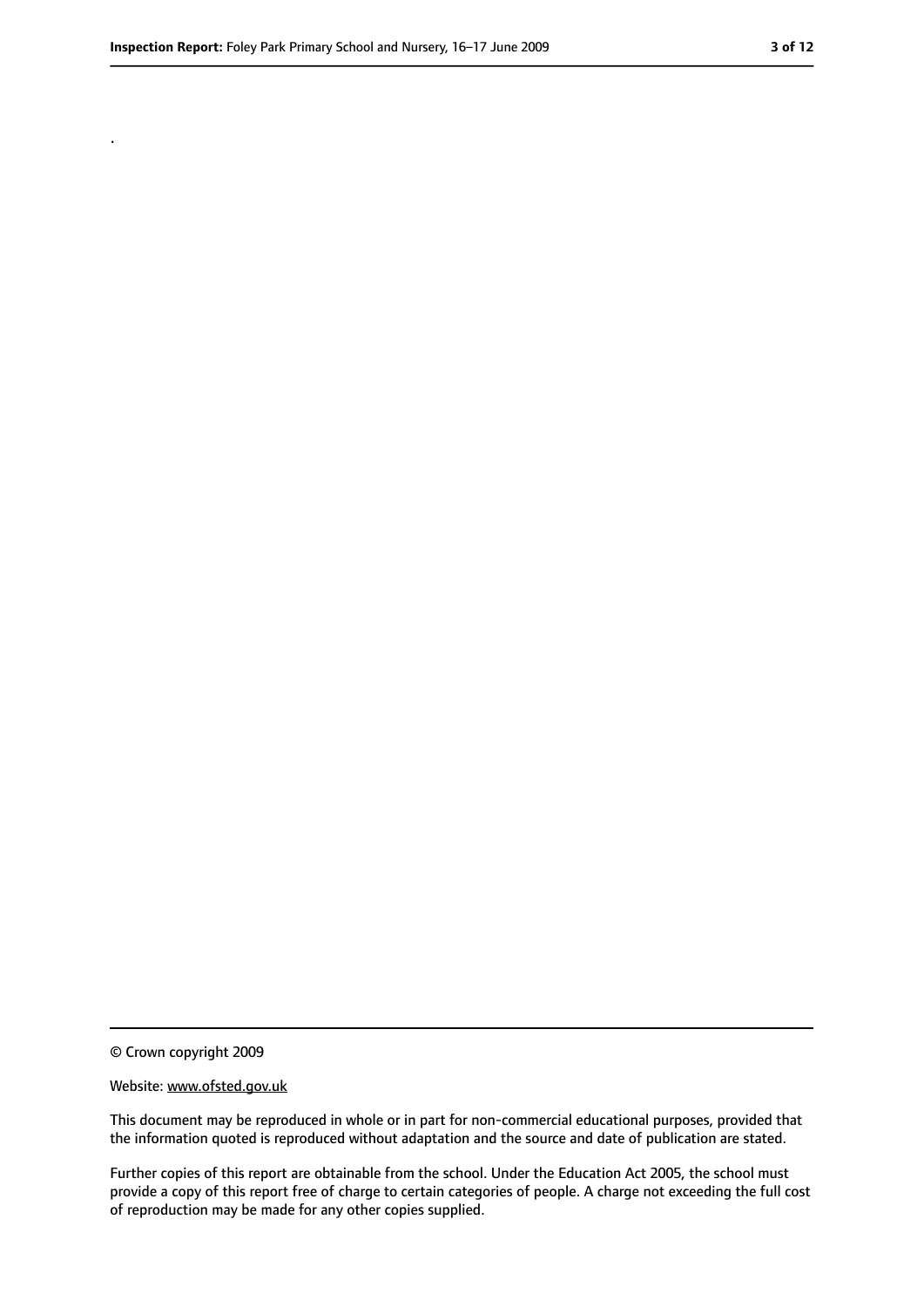.

© Crown copyright 2009

Website: www.ofsted.gov.uk

This document may be reproduced in whole or in part for non-commercial educational purposes, provided that the information quoted is reproduced without adaptation and the source and date of publication are stated.

Further copies of this report are obtainable from the school. Under the Education Act 2005, the school must provide a copy of this report free of charge to certain categories of people. A charge not exceeding the full cost of reproduction may be made for any other copies supplied.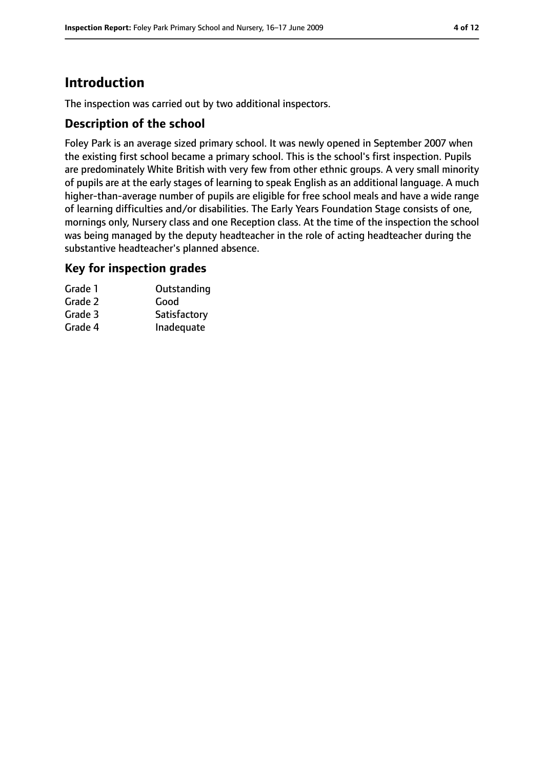# Introduction

The inspection was carried out by two additional inspectors.

## Description of the school

Foley Park is an average sized primary school. It was newly opened in September 2007 when the existing first school became a primary school. This is the school's first inspection. Pupils are predominately White British with very few from other ethnic groups. A very small minority of pupils are at the early stages of learning to speak English as an additional language. A much higher-than-average number of pupils are eligible for free school meals and have a wide range of learning difficulties and/or disabilities. The Early Years Foundation Stage consists of one, mornings only, Nursery class and one Reception class. At the time of the inspection the school was being managed by the deputy headteacher in the role of acting headteacher during the substantive headteacher's planned absence.

## Key for inspection grades

| | |
|---|---|
| Grade 1 | Outstanding |
| Grade 2 | Good |
| Grade 3 | Satisfactory |
| Grade 4 | Inadequate |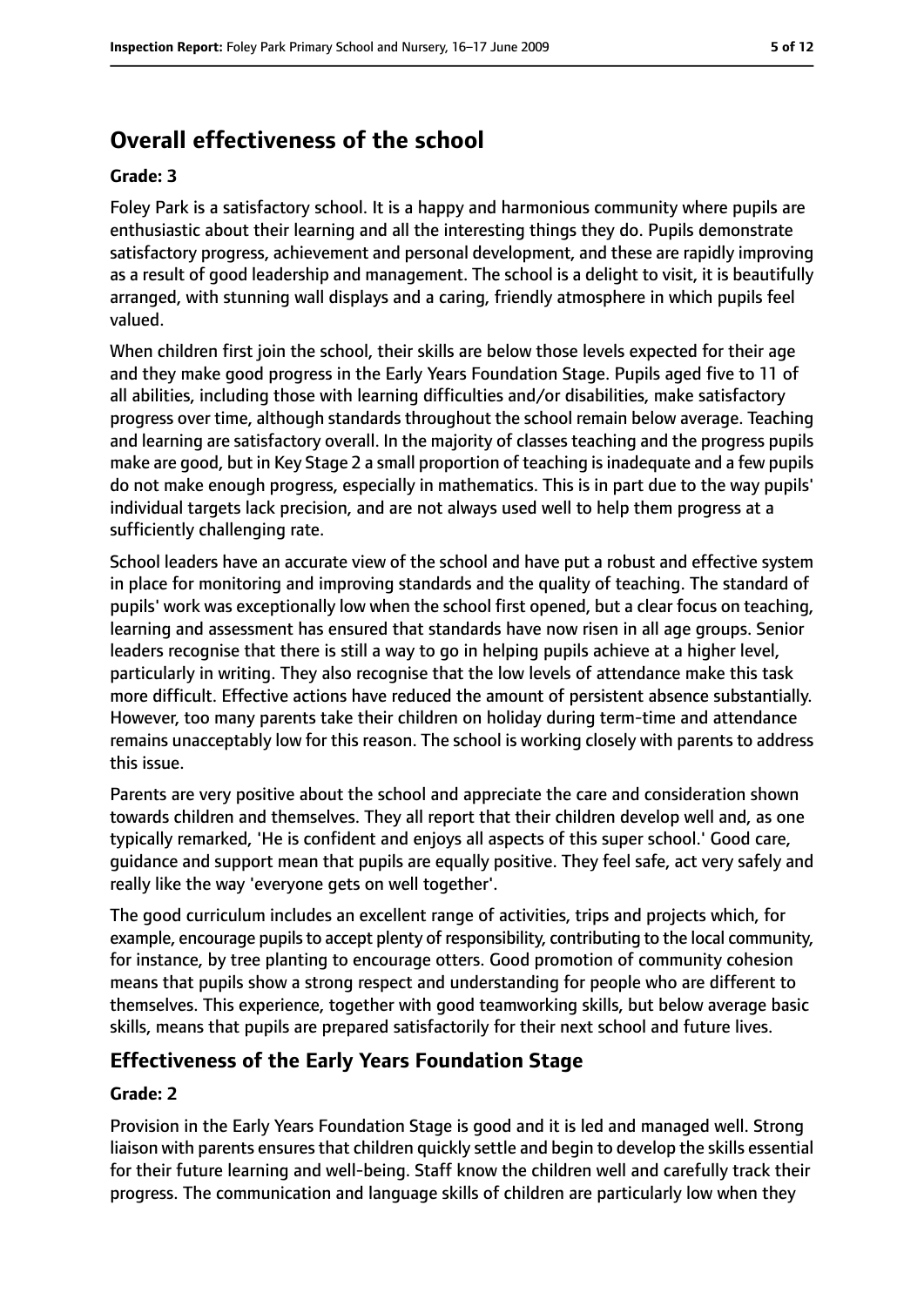## Overall effectiveness of the school

**Grade: 3**

Foley Park is a satisfactory school. It is a happy and harmonious community where pupils are enthusiastic about their learning and all the interesting things they do. Pupils demonstrate satisfactory progress, achievement and personal development, and these are rapidly improving as a result of good leadership and management. The school is a delight to visit, it is beautifully arranged, with stunning wall displays and a caring, friendly atmosphere in which pupils feel valued.

When children first join the school, their skills are below those levels expected for their age and they make good progress in the Early Years Foundation Stage. Pupils aged five to 11 of all abilities, including those with learning difficulties and/or disabilities, make satisfactory progress over time, although standards throughout the school remain below average. Teaching and learning are satisfactory overall. In the majority of classes teaching and the progress pupils make are good, but in Key Stage 2 a small proportion of teaching is inadequate and a few pupils do not make enough progress, especially in mathematics. This is in part due to the way pupils' individual targets lack precision, and are not always used well to help them progress at a sufficiently challenging rate.

School leaders have an accurate view of the school and have put a robust and effective system in place for monitoring and improving standards and the quality of teaching. The standard of pupils' work was exceptionally low when the school first opened, but a clear focus on teaching, learning and assessment has ensured that standards have now risen in all age groups. Senior leaders recognise that there is still a way to go in helping pupils achieve at a higher level, particularly in writing. They also recognise that the low levels of attendance make this task more difficult. Effective actions have reduced the amount of persistent absence substantially. However, too many parents take their children on holiday during term-time and attendance remains unacceptably low for this reason. The school is working closely with parents to address this issue.

Parents are very positive about the school and appreciate the care and consideration shown towards children and themselves. They all report that their children develop well and, as one typically remarked, 'He is confident and enjoys all aspects of this super school.' Good care, guidance and support mean that pupils are equally positive. They feel safe, act very safely and really like the way 'everyone gets on well together'.

The good curriculum includes an excellent range of activities, trips and projects which, for example, encourage pupils to accept plenty of responsibility, contributing to the local community, for instance, by tree planting to encourage otters. Good promotion of community cohesion means that pupils show a strong respect and understanding for people who are different to themselves. This experience, together with good teamworking skills, but below average basic skills, means that pupils are prepared satisfactorily for their next school and future lives.

## Effectiveness of the Early Years Foundation Stage

**Grade: 2**

Provision in the Early Years Foundation Stage is good and it is led and managed well. Strong liaison with parents ensures that children quickly settle and begin to develop the skills essential for their future learning and well-being. Staff know the children well and carefully track their progress. The communication and language skills of children are particularly low when they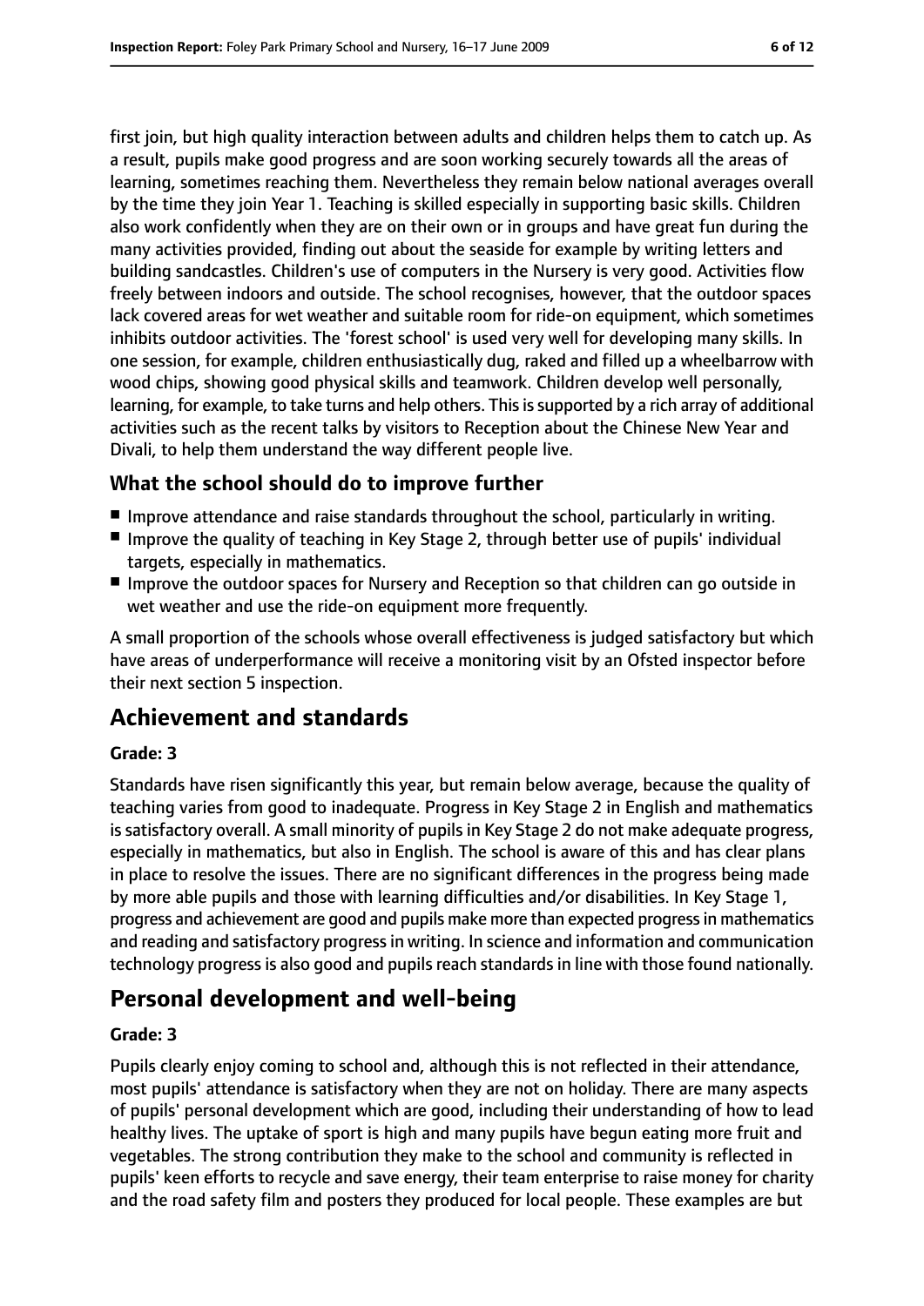first join, but high quality interaction between adults and children helps them to catch up. As a result, pupils make good progress and are soon working securely towards all the areas of learning, sometimes reaching them. Nevertheless they remain below national averages overall by the time they join Year 1. Teaching is skilled especially in supporting basic skills. Children also work confidently when they are on their own or in groups and have great fun during the many activities provided, finding out about the seaside for example by writing letters and building sandcastles. Children's use of computers in the Nursery is very good. Activities flow freely between indoors and outside. The school recognises, however, that the outdoor spaces lack covered areas for wet weather and suitable room for ride-on equipment, which sometimes inhibits outdoor activities. The 'forest school' is used very well for developing many skills. In one session, for example, children enthusiastically dug, raked and filled up a wheelbarrow with wood chips, showing good physical skills and teamwork. Children develop well personally, learning, for example, to take turns and help others. This is supported by a rich array of additional activities such as the recent talks by visitors to Reception about the Chinese New Year and Divali, to help them understand the way different people live.

### What the school should do to improve further

- Improve attendance and raise standards throughout the school, particularly in writing.
- Improve the quality of teaching in Key Stage 2, through better use of pupils' individual targets, especially in mathematics.
- Improve the outdoor spaces for Nursery and Reception so that children can go outside in wet weather and use the ride-on equipment more frequently.

A small proportion of the schools whose overall effectiveness is judged satisfactory but which have areas of underperformance will receive a monitoring visit by an Ofsted inspector before their next section 5 inspection.

## Achievement and standards

#### Grade: 3

Standards have risen significantly this year, but remain below average, because the quality of teaching varies from good to inadequate. Progress in Key Stage 2 in English and mathematics is satisfactory overall. A small minority of pupils in Key Stage 2 do not make adequate progress, especially in mathematics, but also in English. The school is aware of this and has clear plans in place to resolve the issues. There are no significant differences in the progress being made by more able pupils and those with learning difficulties and/or disabilities. In Key Stage 1, progress and achievement are good and pupils make more than expected progress in mathematics and reading and satisfactory progress in writing. In science and information and communication technology progress is also good and pupils reach standards in line with those found nationally.

## Personal development and well-being

#### Grade: 3

Pupils clearly enjoy coming to school and, although this is not reflected in their attendance, most pupils' attendance is satisfactory when they are not on holiday. There are many aspects of pupils' personal development which are good, including their understanding of how to lead healthy lives. The uptake of sport is high and many pupils have begun eating more fruit and vegetables. The strong contribution they make to the school and community is reflected in pupils' keen efforts to recycle and save energy, their team enterprise to raise money for charity and the road safety film and posters they produced for local people. These examples are but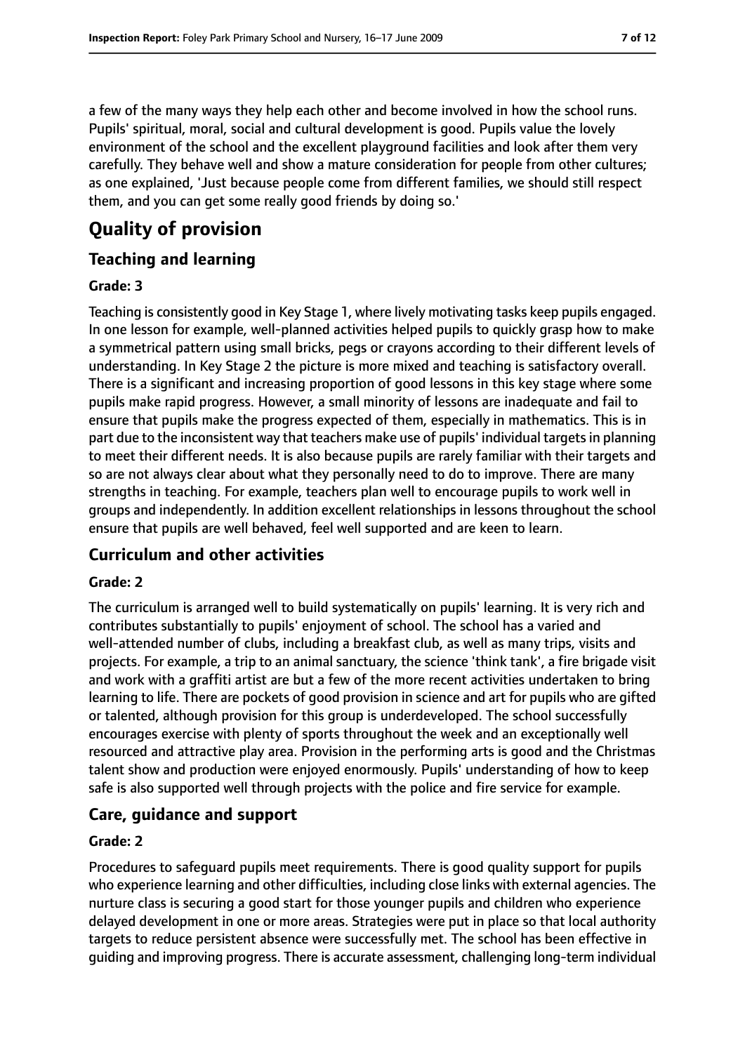a few of the many ways they help each other and become involved in how the school runs. Pupils' spiritual, moral, social and cultural development is good. Pupils value the lovely environment of the school and the excellent playground facilities and look after them very carefully. They behave well and show a mature consideration for people from other cultures; as one explained, 'Just because people come from different families, we should still respect them, and you can get some really good friends by doing so.'

# Quality of provision

## Teaching and learning

### Grade: 3

Teaching is consistently good in Key Stage 1, where lively motivating tasks keep pupils engaged. In one lesson for example, well-planned activities helped pupils to quickly grasp how to make a symmetrical pattern using small bricks, pegs or crayons according to their different levels of understanding. In Key Stage 2 the picture is more mixed and teaching is satisfactory overall. There is a significant and increasing proportion of good lessons in this key stage where some pupils make rapid progress. However, a small minority of lessons are inadequate and fail to ensure that pupils make the progress expected of them, especially in mathematics. This is in part due to the inconsistent way that teachers make use of pupils' individual targets in planning to meet their different needs. It is also because pupils are rarely familiar with their targets and so are not always clear about what they personally need to do to improve. There are many strengths in teaching. For example, teachers plan well to encourage pupils to work well in groups and independently. In addition excellent relationships in lessons throughout the school ensure that pupils are well behaved, feel well supported and are keen to learn.

## Curriculum and other activities

### Grade: 2

The curriculum is arranged well to build systematically on pupils' learning. It is very rich and contributes substantially to pupils' enjoyment of school. The school has a varied and well-attended number of clubs, including a breakfast club, as well as many trips, visits and projects. For example, a trip to an animal sanctuary, the science 'think tank', a fire brigade visit and work with a graffiti artist are but a few of the more recent activities undertaken to bring learning to life. There are pockets of good provision in science and art for pupils who are gifted or talented, although provision for this group is underdeveloped. The school successfully encourages exercise with plenty of sports throughout the week and an exceptionally well resourced and attractive play area. Provision in the performing arts is good and the Christmas talent show and production were enjoyed enormously. Pupils' understanding of how to keep safe is also supported well through projects with the police and fire service for example.

## Care, guidance and support

### Grade: 2

Procedures to safeguard pupils meet requirements. There is good quality support for pupils who experience learning and other difficulties, including close links with external agencies. The nurture class is securing a good start for those younger pupils and children who experience delayed development in one or more areas. Strategies were put in place so that local authority targets to reduce persistent absence were successfully met. The school has been effective in guiding and improving progress. There is accurate assessment, challenging long-term individual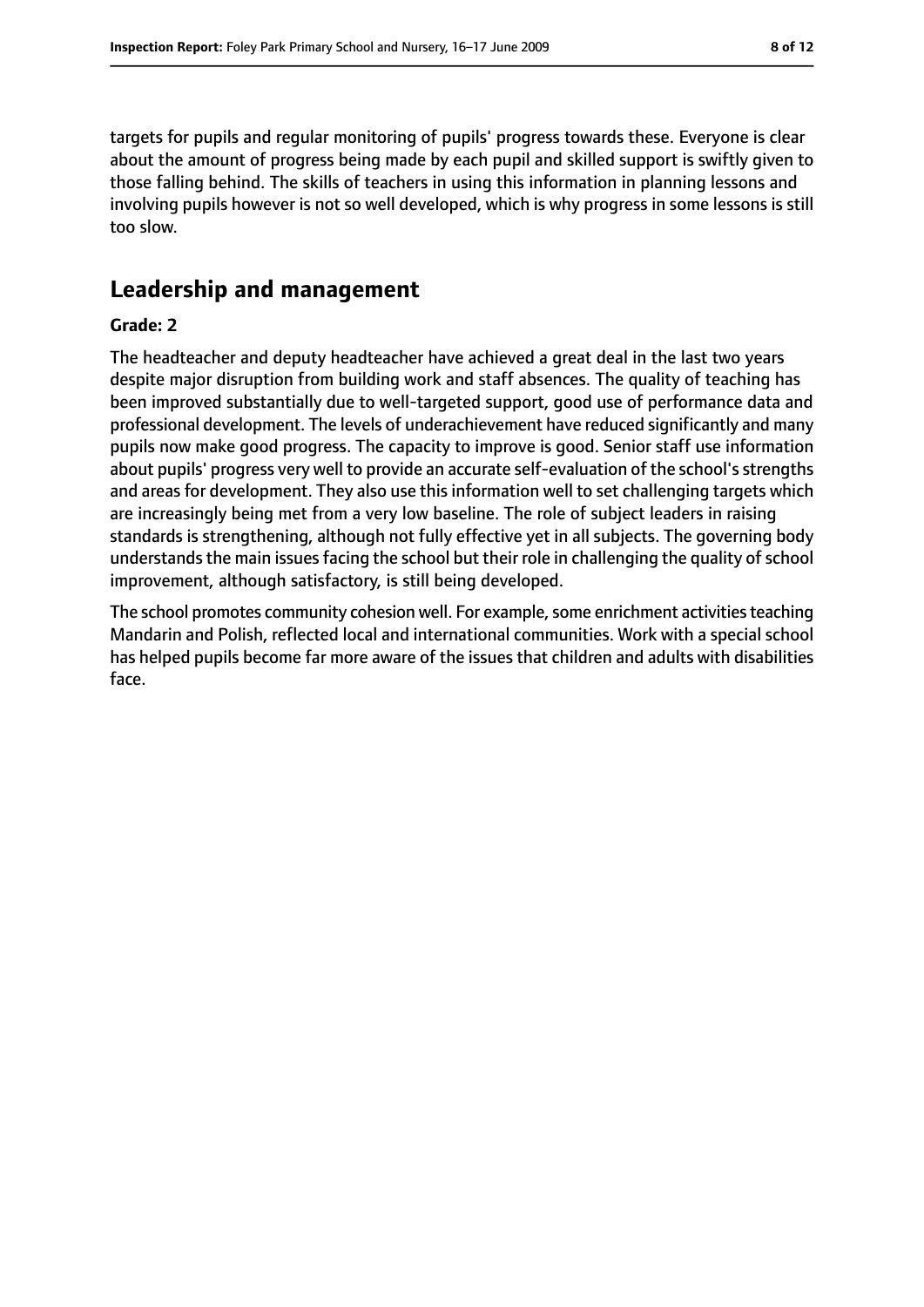targets for pupils and regular monitoring of pupils' progress towards these. Everyone is clear about the amount of progress being made by each pupil and skilled support is swiftly given to those falling behind. The skills of teachers in using this information in planning lessons and involving pupils however is not so well developed, which is why progress in some lessons is still too slow.

## Leadership and management

**Grade: 2**

The headteacher and deputy headteacher have achieved a great deal in the last two years despite major disruption from building work and staff absences. The quality of teaching has been improved substantially due to well-targeted support, good use of performance data and professional development. The levels of underachievement have reduced significantly and many pupils now make good progress. The capacity to improve is good. Senior staff use information about pupils' progress very well to provide an accurate self-evaluation of the school's strengths and areas for development. They also use this information well to set challenging targets which are increasingly being met from a very low baseline. The role of subject leaders in raising standards is strengthening, although not fully effective yet in all subjects. The governing body understands the main issues facing the school but their role in challenging the quality of school improvement, although satisfactory, is still being developed.

The school promotes community cohesion well. For example, some enrichment activities teaching Mandarin and Polish, reflected local and international communities. Work with a special school has helped pupils become far more aware of the issues that children and adults with disabilities face.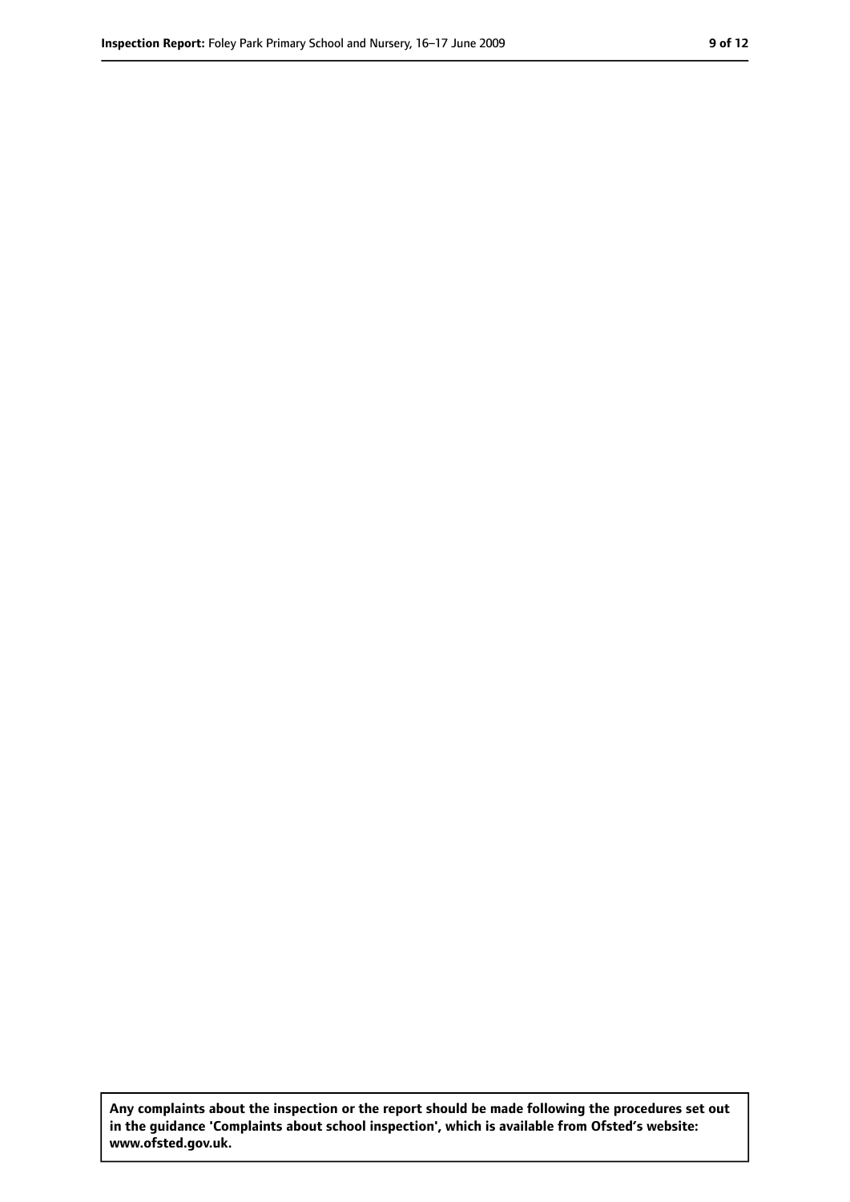**Any complaints about the inspection or the report should be made following the procedures set out in the guidance 'Complaints about school inspection', which is available from Ofsted's website: www.ofsted.gov.uk.**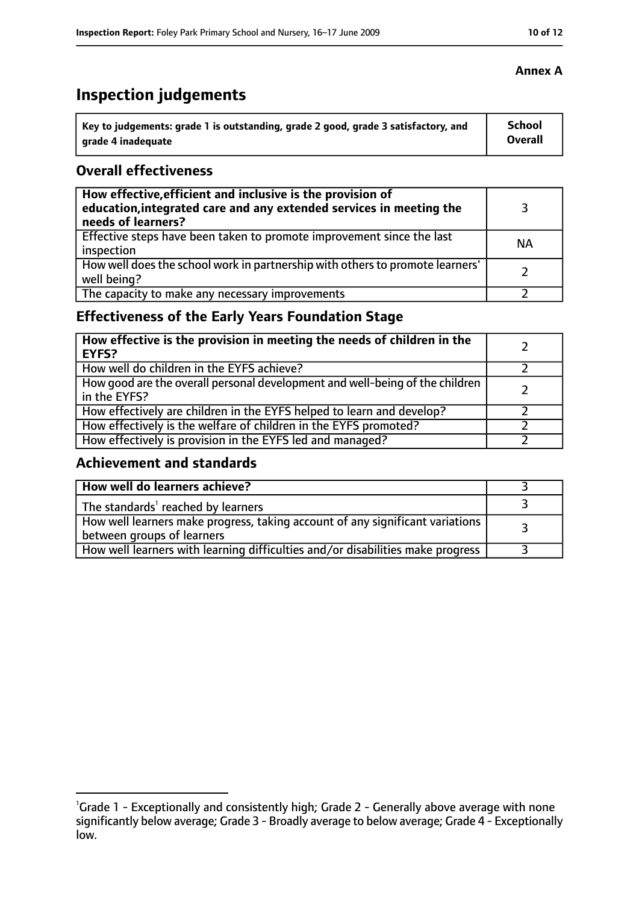**Annex A**

# Inspection judgements

| Key to judgements: grade 1 is outstanding, grade 2 good, grade 3 satisfactory, and grade 4 inadequate | School Overall |
|---|---|

## Overall effectiveness

| | |
|---|---|
| **How effective, efficient and inclusive is the provision of education, integrated care and any extended services in meeting the needs of learners?** | 3 |
| Effective steps have been taken to promote improvement since the last inspection | NA |
| How well does the school work in partnership with others to promote learners' well being? | 2 |
| The capacity to make any necessary improvements | 2 |

## Effectiveness of the Early Years Foundation Stage

| | |
|---|---|
| **How effective is the provision in meeting the needs of children in the EYFS?** | 2 |
| How well do children in the EYFS achieve? | 2 |
| How good are the overall personal development and well-being of the children in the EYFS? | 2 |
| How effectively are children in the EYFS helped to learn and develop? | 2 |
| How effectively is the welfare of children in the EYFS promoted? | 2 |
| How effectively is provision in the EYFS led and managed? | 2 |

## Achievement and standards

| | |
|---|---|
| **How well do learners achieve?** | 3 |
| The standards[1] reached by learners | 3 |
| How well learners make progress, taking account of any significant variations between groups of learners | 3 |
| How well learners with learning difficulties and/or disabilities make progress | 3 |

[1] Grade 1 - Exceptionally and consistently high; Grade 2 - Generally above average with none significantly below average; Grade 3 - Broadly average to below average; Grade 4 - Exceptionally low.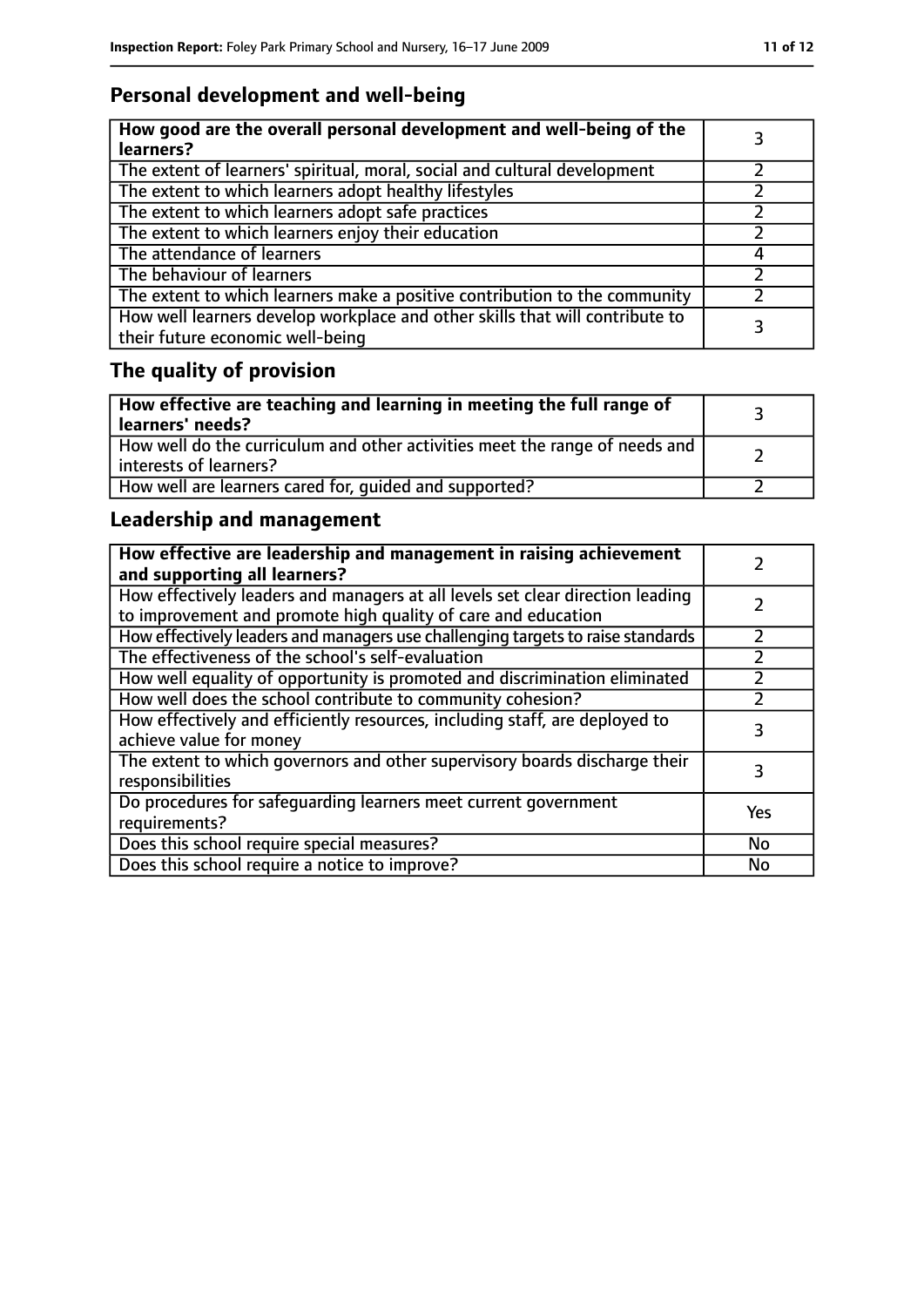## Personal development and well-being

| How good are the overall personal development and well-being of the learners? | 3 |
|---|---|
| The extent of learners' spiritual, moral, social and cultural development | 2 |
| The extent to which learners adopt healthy lifestyles | 2 |
| The extent to which learners adopt safe practices | 2 |
| The extent to which learners enjoy their education | 2 |
| The attendance of learners | 4 |
| The behaviour of learners | 2 |
| The extent to which learners make a positive contribution to the community | 2 |
| How well learners develop workplace and other skills that will contribute to their future economic well-being | 3 |

## The quality of provision

| How effective are teaching and learning in meeting the full range of learners' needs? | 3 |
|---|---|
| How well do the curriculum and other activities meet the range of needs and interests of learners? | 2 |
| How well are learners cared for, guided and supported? | 2 |

## Leadership and management

| How effective are leadership and management in raising achievement and supporting all learners? | 2 |
|---|---|
| How effectively leaders and managers at all levels set clear direction leading to improvement and promote high quality of care and education | 2 |
| How effectively leaders and managers use challenging targets to raise standards | 2 |
| The effectiveness of the school's self-evaluation | 2 |
| How well equality of opportunity is promoted and discrimination eliminated | 2 |
| How well does the school contribute to community cohesion? | 2 |
| How effectively and efficiently resources, including staff, are deployed to achieve value for money | 3 |
| The extent to which governors and other supervisory boards discharge their responsibilities | 3 |
| Do procedures for safeguarding learners meet current government requirements? | Yes |
| Does this school require special measures? | No |
| Does this school require a notice to improve? | No |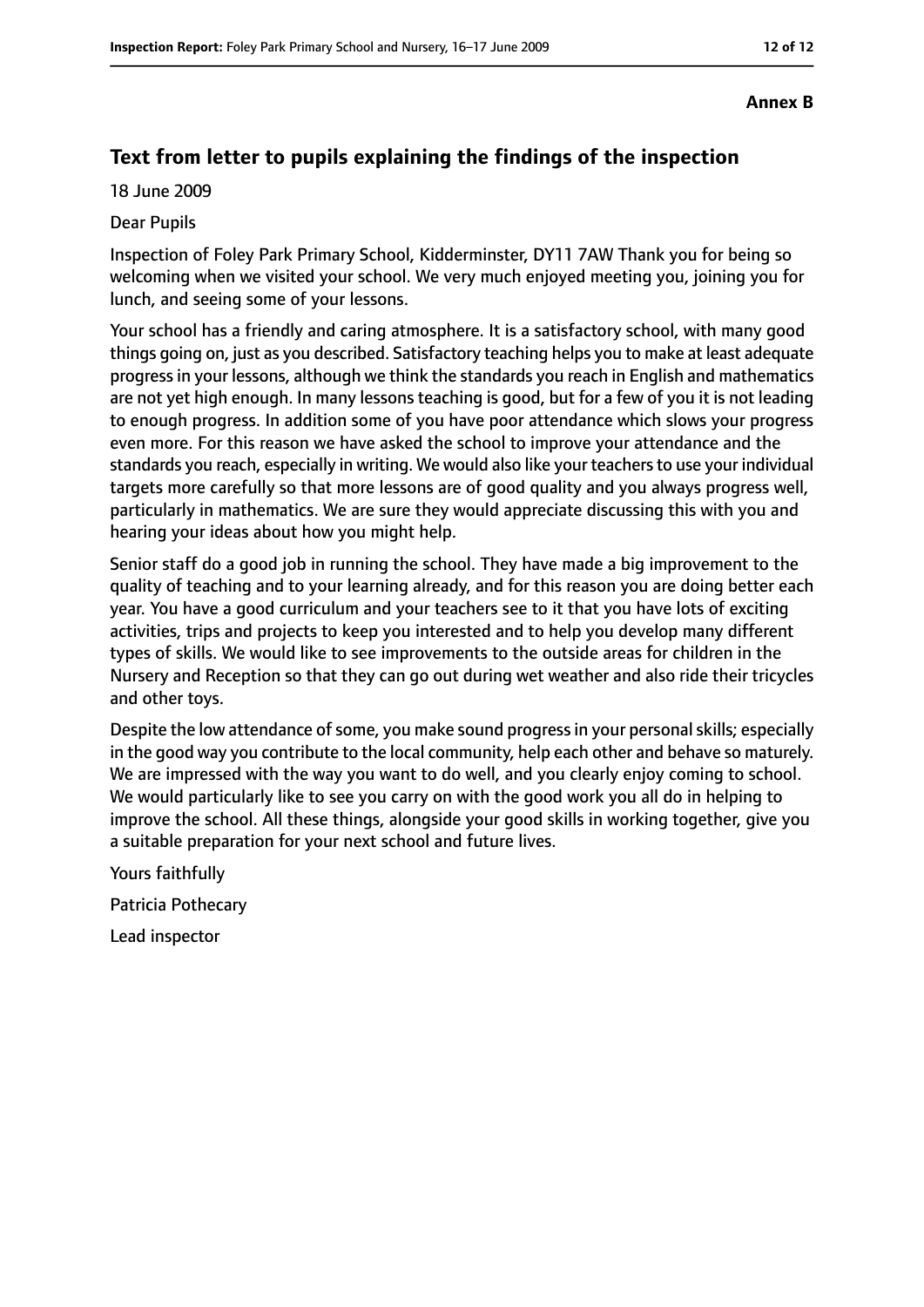**Annex B**

## Text from letter to pupils explaining the findings of the inspection

18 June 2009

Dear Pupils

Inspection of Foley Park Primary School, Kidderminster, DY11 7AW Thank you for being so welcoming when we visited your school. We very much enjoyed meeting you, joining you for lunch, and seeing some of your lessons.

Your school has a friendly and caring atmosphere. It is a satisfactory school, with many good things going on, just as you described. Satisfactory teaching helps you to make at least adequate progress in your lessons, although we think the standards you reach in English and mathematics are not yet high enough. In many lessons teaching is good, but for a few of you it is not leading to enough progress. In addition some of you have poor attendance which slows your progress even more. For this reason we have asked the school to improve your attendance and the standards you reach, especially in writing. We would also like your teachers to use your individual targets more carefully so that more lessons are of good quality and you always progress well, particularly in mathematics. We are sure they would appreciate discussing this with you and hearing your ideas about how you might help.

Senior staff do a good job in running the school. They have made a big improvement to the quality of teaching and to your learning already, and for this reason you are doing better each year. You have a good curriculum and your teachers see to it that you have lots of exciting activities, trips and projects to keep you interested and to help you develop many different types of skills. We would like to see improvements to the outside areas for children in the Nursery and Reception so that they can go out during wet weather and also ride their tricycles and other toys.

Despite the low attendance of some, you make sound progress in your personal skills; especially in the good way you contribute to the local community, help each other and behave so maturely. We are impressed with the way you want to do well, and you clearly enjoy coming to school. We would particularly like to see you carry on with the good work you all do in helping to improve the school. All these things, alongside your good skills in working together, give you a suitable preparation for your next school and future lives.

Yours faithfully

Patricia Pothecary

Lead inspector